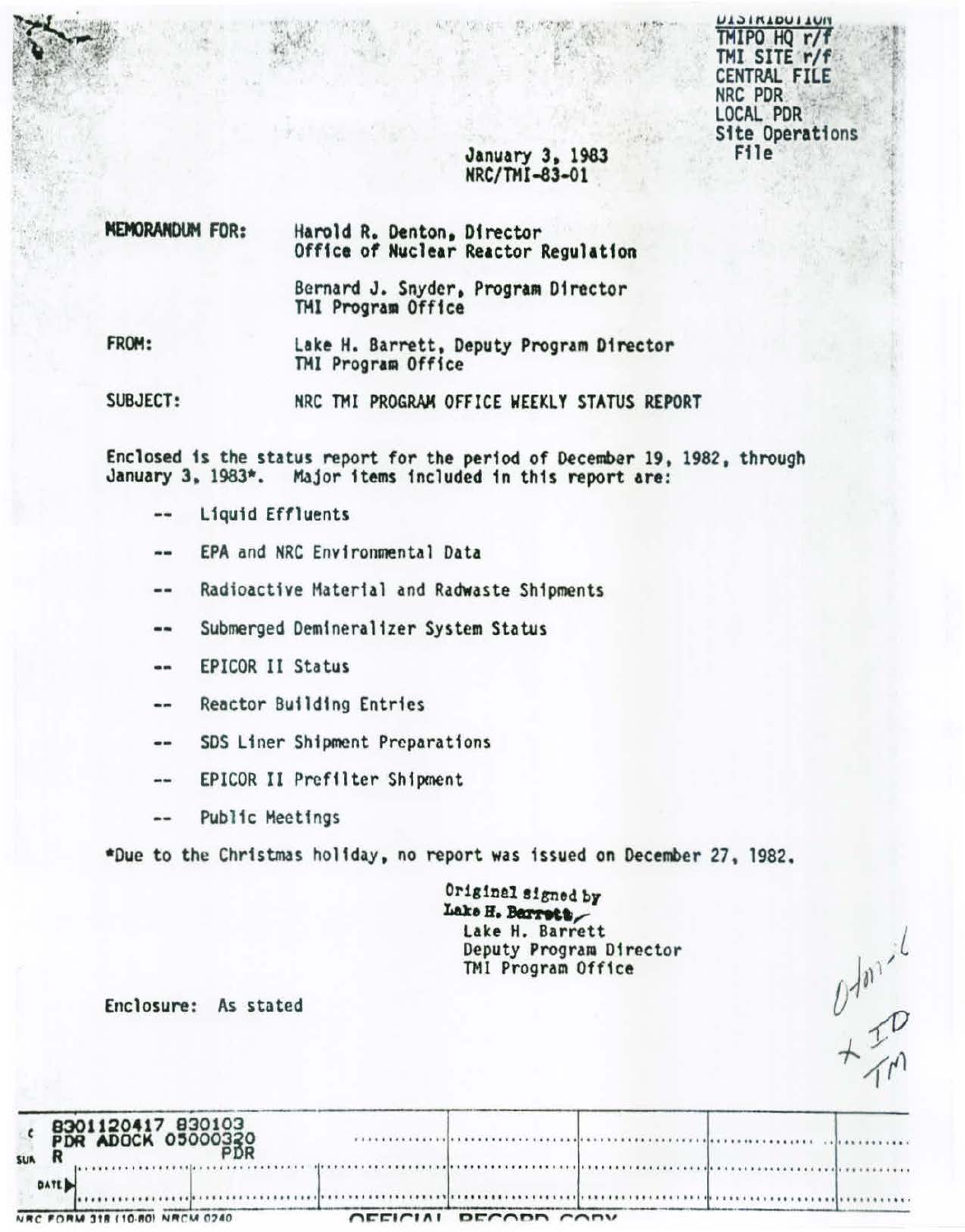DISTRIBUTION
TMIPO HQ r/f
TMI SITE r/f
CENTRAL FILE
NRC PDR
LOCAL PDR
Site Operations File

January 3, 1983
NRC/TMI-83-01

MEMORANDUM FOR: Harold R. Denton, Director
Office of Nuclear Reactor Regulation

Bernard J. Snyder, Program Director
TMI Program Office

FROM: Lake H. Barrett, Deputy Program Director
TMI Program Office

SUBJECT: NRC TMI PROGRAM OFFICE WEEKLY STATUS REPORT

Enclosed is the status report for the period of December 19, 1982, through January 3, 1983*. Major items included in this report are:

-- Liquid Effluents

-- EPA and NRC Environmental Data

-- Radioactive Material and Radwaste Shipments

-- Submerged Demineralizer System Status

-- EPICOR II Status

-- Reactor Building Entries

-- SDS Liner Shipment Preparations

-- EPICOR II Prefilter Shipment

-- Public Meetings

*Due to the Christmas holiday, no report was issued on December 27, 1982.

Original signed by
Lake H. Barrett
Lake H. Barrett
Deputy Program Director
TMI Program Office

Enclosure: As stated

8301120417 830103
PDR ADOCK 05000320
R PDR

NRC FORM 318 (10-80) NRCM 0240

OFFICIAL RECORD COPY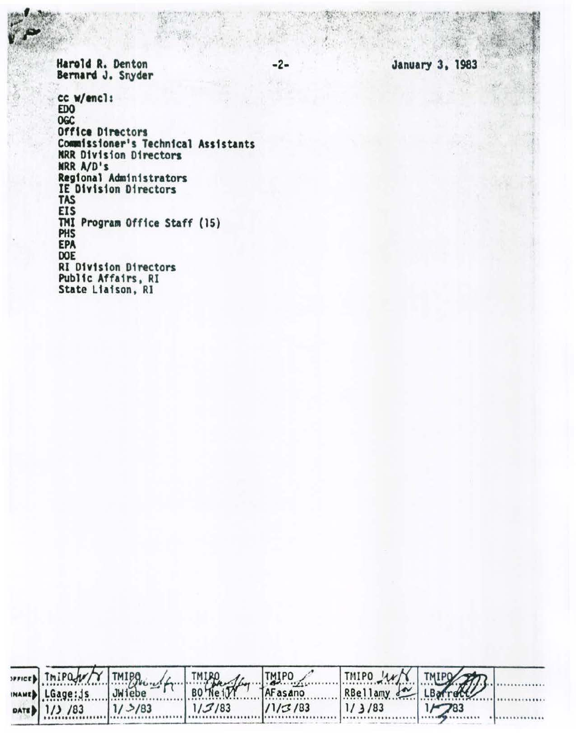Harold R. Denton
Bernard J. Snyder

January 3, 1983

cc w/encl:
EDO
OGC
Office Directors
Commissioner's Technical Assistants
NRR Division Directors
NRR A/D's
Regional Administrators
IE Division Directors
TAS
EIS
TMI Program Office Staff (15)
PHS
EPA
DOE
RI Division Directors
Public Affairs, RI
State Liaison, RI

| OFFICE | TMIPO | TMIPO | TMIPO | TMIPO | TMIPO | TMIPO | |
|---|---|---|---|---|---|---|---|
| NAME | LGage:js | JWiebe | BO'Neill | AFasano | RBellamy | LBarrett | |
| DATE | 1/3/83 | 1/3/83 | 1/3/83 | 1/3/83 | 1/3/83 | 1/3/83 | |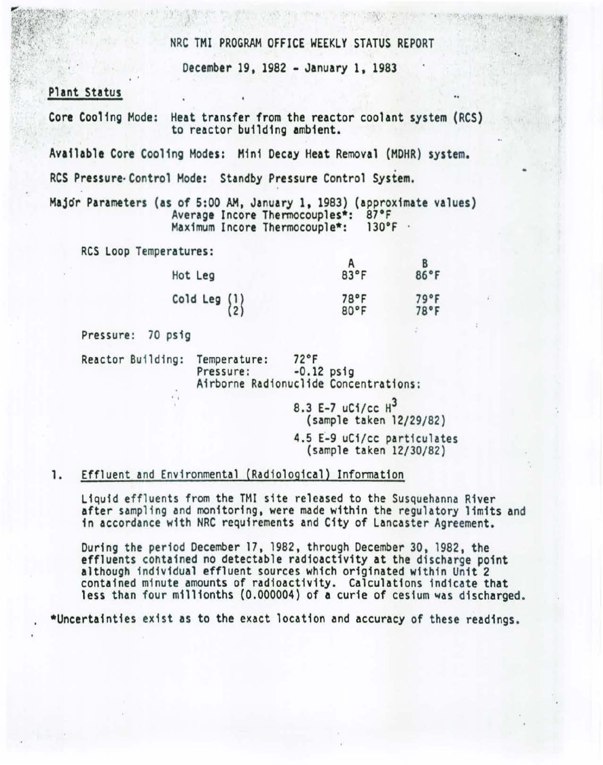# NRC TMI PROGRAM OFFICE WEEKLY STATUS REPORT

December 19, 1982 - January 1, 1983

## Plant Status

**Core Cooling Mode:** Heat transfer from the reactor coolant system (RCS) to reactor building ambient.

**Available Core Cooling Modes:** Mini Decay Heat Removal (MDHR) system.

**RCS Pressure Control Mode:** Standby Pressure Control System.

**Major Parameters** (as of 5:00 AM, January 1, 1983) (approximate values)

Average Incore Thermocouples*: 87°F
Maximum Incore Thermocouple*: 130°F

RCS Loop Temperatures:

| | A | B |
|---|---|---|
| Hot Leg | 83°F | 86°F |
| Cold Leg (1) | 78°F | 79°F |
| Cold Leg (2) | 80°F | 78°F |

Pressure: 70 psig

Reactor Building: Temperature: 72°F
Pressure: -0.12 psig
Airborne Radionuclide Concentrations:

8.3 E-7 uCi/cc $H^3$
(sample taken 12/29/82)

4.5 E-9 uCi/cc particulates
(sample taken 12/30/82)

## 1. Effluent and Environmental (Radiological) Information

Liquid effluents from the TMI site released to the Susquehanna River after sampling and monitoring, were made within the regulatory limits and in accordance with NRC requirements and City of Lancaster Agreement.

During the period December 17, 1982, through December 30, 1982, the effluents contained no detectable radioactivity at the discharge point although individual effluent sources which originated within Unit 2 contained minute amounts of radioactivity. Calculations indicate that less than four millionths (0.000004) of a curie of cesium was discharged.

*Uncertainties exist as to the exact location and accuracy of these readings.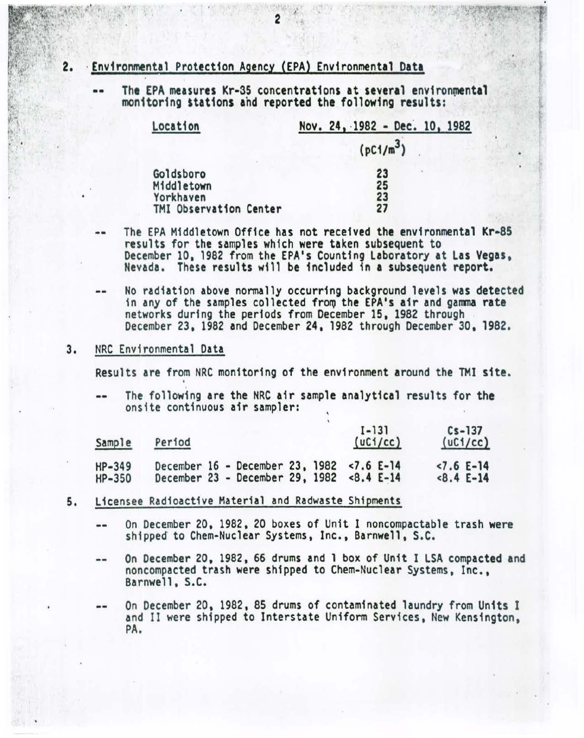## 2. Environmental Protection Agency (EPA) Environmental Data

-- The EPA measures Kr-35 concentrations at several environmental monitoring stations and reported the following results:

| Location | Nov. 24, 1982 - Dec. 10, 1982 |
|---|---|
| | ($pCi/m^3$) |
| Goldsboro | 23 |
| Middletown | 25 |
| Yorkhaven | 23 |
| TMI Observation Center | 27 |

-- The EPA Middletown Office has not received the environmental Kr-85 results for the samples which were taken subsequent to December 10, 1982 from the EPA's Counting Laboratory at Las Vegas, Nevada. These results will be included in a subsequent report.

-- No radiation above normally occurring background levels was detected in any of the samples collected from the EPA's air and gamma rate networks during the periods from December 15, 1982 through December 23, 1982 and December 24, 1982 through December 30, 1982.

## 3. NRC Environmental Data

Results are from NRC monitoring of the environment around the TMI site.

-- The following are the NRC air sample analytical results for the onsite continuous air sampler:

| Sample | Period | I-131 (uCi/cc) | Cs-137 (uCi/cc) |
|---|---|---|---|
| HP-349 | December 16 - December 23, 1982 | <7.6 E-14 | <7.6 E-14 |
| HP-350 | December 23 - December 29, 1982 | <8.4 E-14 | <8.4 E-14 |

## 5. Licensee Radioactive Material and Radwaste Shipments

-- On December 20, 1982, 20 boxes of Unit I noncompactable trash were shipped to Chem-Nuclear Systems, Inc., Barnwell, S.C.

-- On December 20, 1982, 66 drums and 1 box of Unit I LSA compacted and noncompacted trash were shipped to Chem-Nuclear Systems, Inc., Barnwell, S.C.

-- On December 20, 1982, 85 drums of contaminated laundry from Units I and II were shipped to Interstate Uniform Services, New Kensington, PA.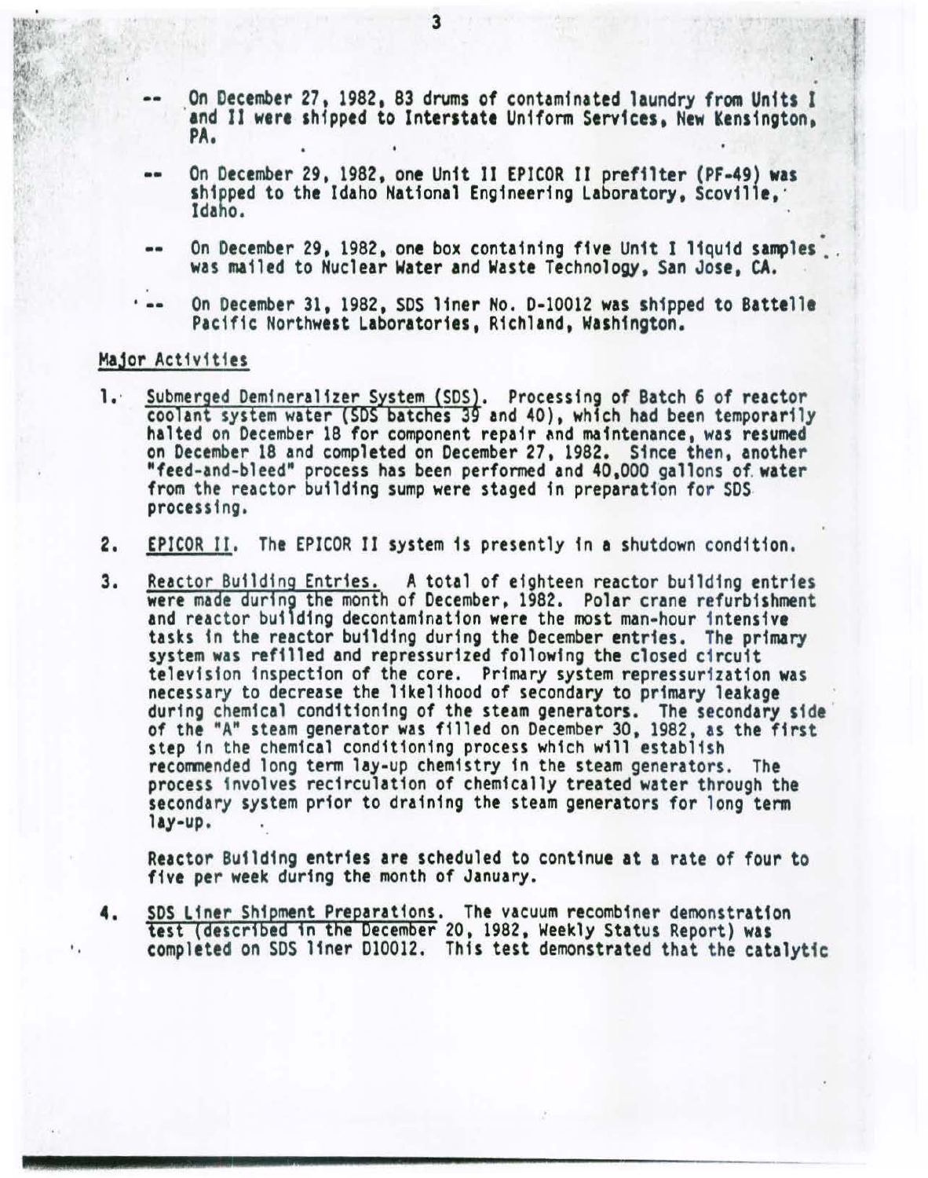-- On December 27, 1982, 83 drums of contaminated laundry from Units I and II were shipped to Interstate Uniform Services, New Kensington, PA.

-- On December 29, 1982, one Unit II EPICOR II prefilter (PF-49) was shipped to the Idaho National Engineering Laboratory, Scoville, Idaho.

-- On December 29, 1982, one box containing five Unit I liquid samples was mailed to Nuclear Water and Waste Technology, San Jose, CA.

-- On December 31, 1982, SDS liner No. D-10012 was shipped to Battelle Pacific Northwest Laboratories, Richland, Washington.

## Major Activities

1. Submerged Demineralizer System (SDS). Processing of Batch 6 of reactor coolant system water (SDS batches 39 and 40), which had been temporarily halted on December 18 for component repair and maintenance, was resumed on December 18 and completed on December 27, 1982. Since then, another "feed-and-bleed" process has been performed and 40,000 gallons of water from the reactor building sump were staged in preparation for SDS processing.

2. EPICOR II. The EPICOR II system is presently in a shutdown condition.

3. Reactor Building Entries. A total of eighteen reactor building entries were made during the month of December, 1982. Polar crane refurbishment and reactor building decontamination were the most man-hour intensive tasks in the reactor building during the December entries. The primary system was refilled and repressurized following the closed circuit television inspection of the core. Primary system repressurization was necessary to decrease the likelihood of secondary to primary leakage during chemical conditioning of the steam generators. The secondary side of the "A" steam generator was filled on December 30, 1982, as the first step in the chemical conditioning process which will establish recommended long term lay-up chemistry in the steam generators. The process involves recirculation of chemically treated water through the secondary system prior to draining the steam generators for long term lay-up.

   Reactor Building entries are scheduled to continue at a rate of four to five per week during the month of January.

4. SDS Liner Shipment Preparations. The vacuum recombiner demonstration test (described in the December 20, 1982, Weekly Status Report) was completed on SDS liner D10012. This test demonstrated that the catalytic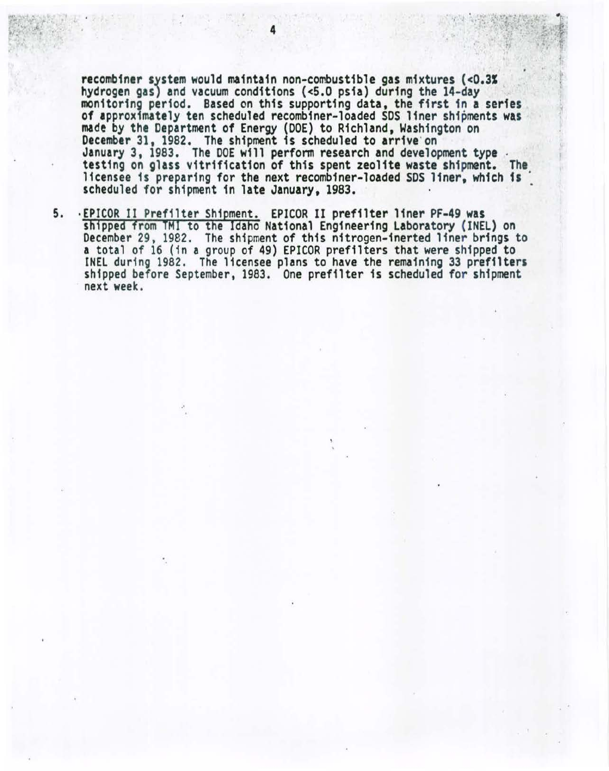recombiner system would maintain non-combustible gas mixtures (<0.3% hydrogen gas) and vacuum conditions (<5.0 psia) during the 14-day monitoring period. Based on this supporting data, the first in a series of approximately ten scheduled recombiner-loaded SDS liner shipments was made by the Department of Energy (DOE) to Richland, Washington on December 31, 1982. The shipment is scheduled to arrive on January 3, 1983. The DOE will perform research and development type testing on glass vitrification of this spent zeolite waste shipment. The licensee is preparing for the next recombiner-loaded SDS liner, which is scheduled for shipment in late January, 1983.

5. <u>EPICOR II Prefilter Shipment.</u> EPICOR II prefilter liner PF-49 was shipped from TMI to the Idaho National Engineering Laboratory (INEL) on December 29, 1982. The shipment of this nitrogen-inerted liner brings to a total of 16 (in a group of 49) EPICOR prefilters that were shipped to INEL during 1982. The licensee plans to have the remaining 33 prefilters shipped before September, 1983. One prefilter is scheduled for shipment next week.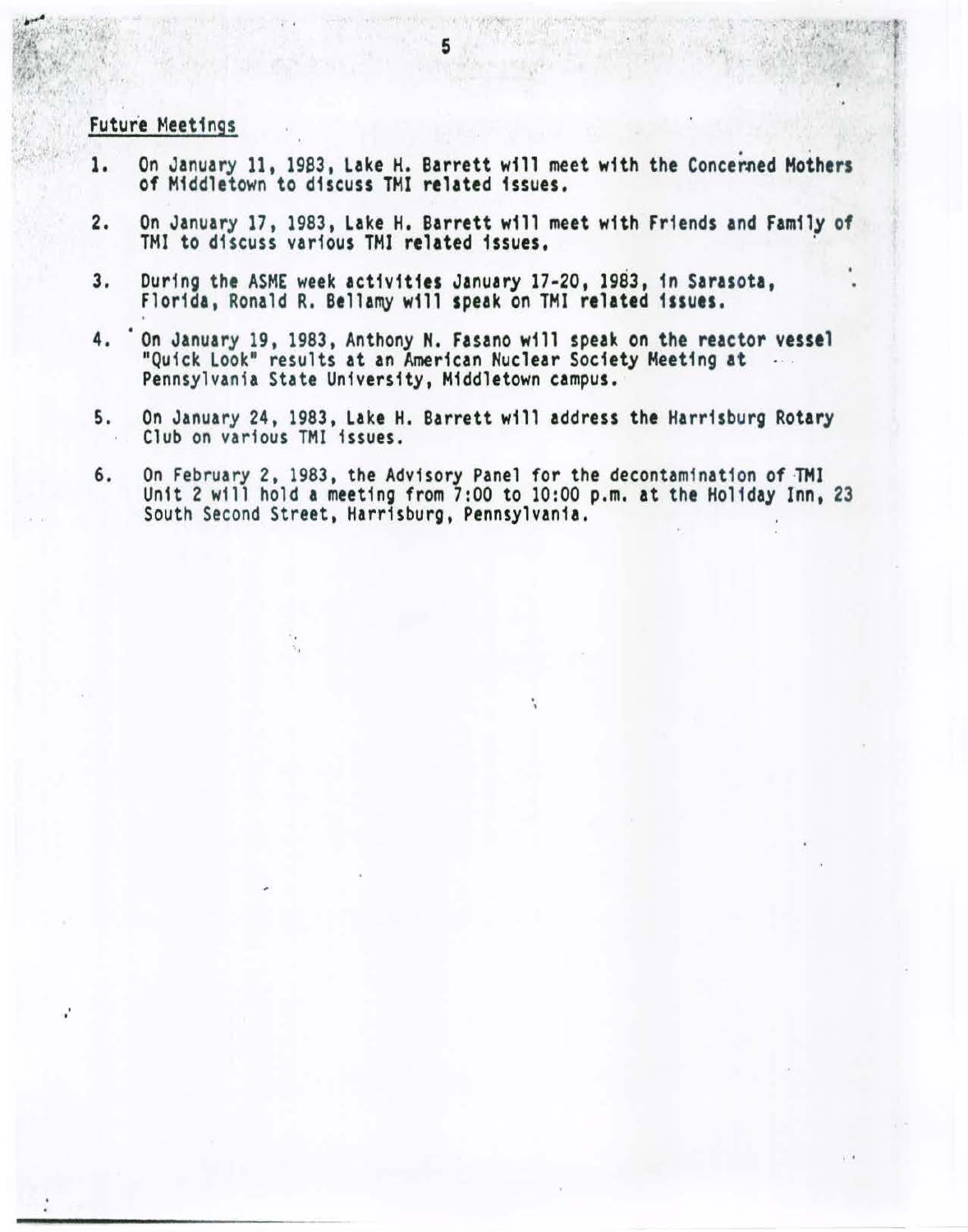Future Meetings

1. On January 11, 1983, Lake H. Barrett will meet with the Concerned Mothers of Middletown to discuss TMI related issues.

2. On January 17, 1983, Lake H. Barrett will meet with Friends and Family of TMI to discuss various TMI related issues.

3. During the ASME week activities January 17-20, 1983, in Sarasota, Florida, Ronald R. Bellamy will speak on TMI related issues.

4. On January 19, 1983, Anthony N. Fasano will speak on the reactor vessel "Quick Look" results at an American Nuclear Society Meeting at Pennsylvania State University, Middletown campus.

5. On January 24, 1983, Lake H. Barrett will address the Harrisburg Rotary Club on various TMI issues.

6. On February 2, 1983, the Advisory Panel for the decontamination of TMI Unit 2 will hold a meeting from 7:00 to 10:00 p.m. at the Holiday Inn, 23 South Second Street, Harrisburg, Pennsylvania.